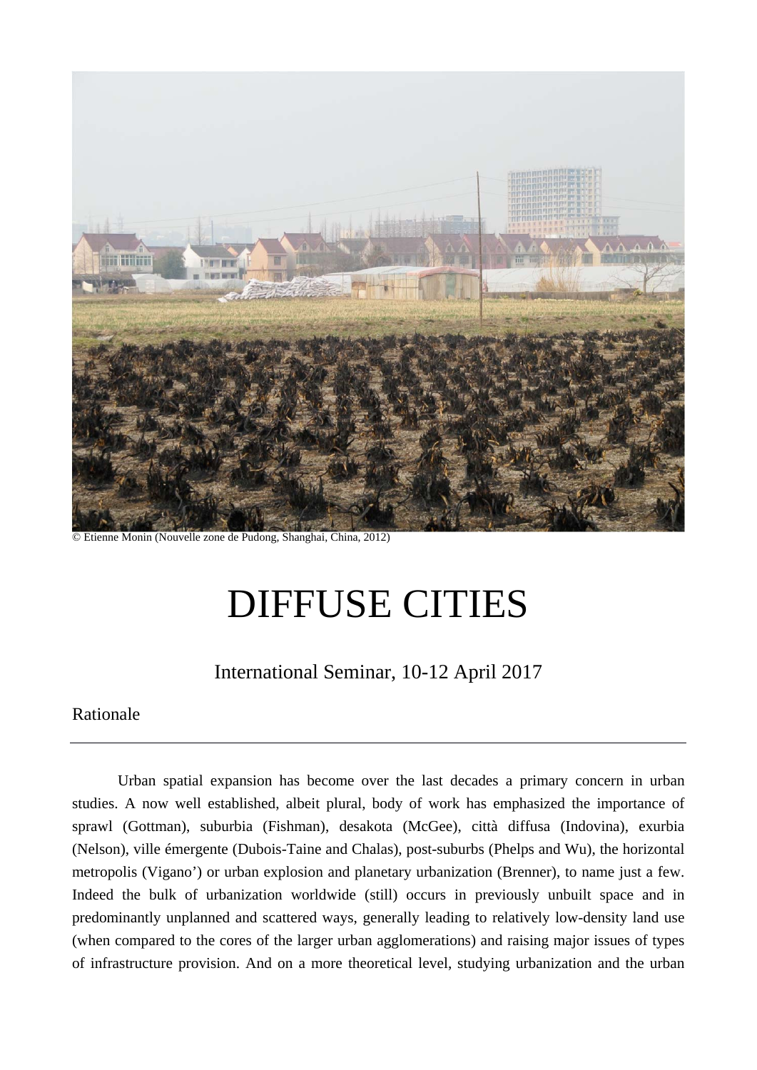© Etienne Monin (Nouvelle zone de Pudong, Shanghai, China, 2012)

# DIFFUSE CITIES

International Seminar, 10-12 April 2017

## Rationale

---

Urban spatial expansion has become over the last decades a primary concern in urban studies. A now well established, albeit plural, body of work has emphasized the importance of sprawl (Gottman), suburbia (Fishman), desakota (McGee), città diffusa (Indovina), exurbia (Nelson), ville émergente (Dubois-Taine and Chalas), post-suburbs (Phelps and Wu), the horizontal metropolis (Vigano') or urban explosion and planetary urbanization (Brenner), to name just a few. Indeed the bulk of urbanization worldwide (still) occurs in previously unbuilt space and in predominantly unplanned and scattered ways, generally leading to relatively low-density land use (when compared to the cores of the larger urban agglomerations) and raising major issues of types of infrastructure provision. And on a more theoretical level, studying urbanization and the urban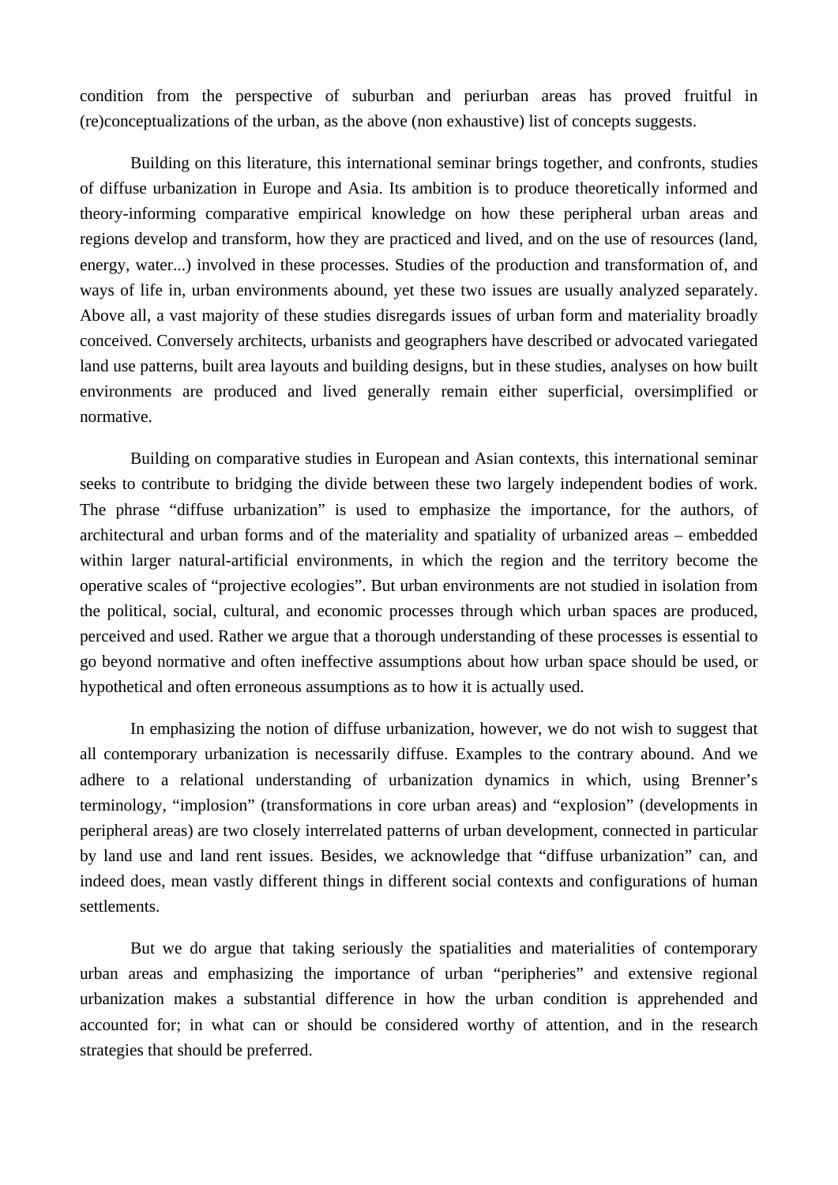condition from the perspective of suburban and periurban areas has proved fruitful in (re)conceptualizations of the urban, as the above (non exhaustive) list of concepts suggests.

Building on this literature, this international seminar brings together, and confronts, studies of diffuse urbanization in Europe and Asia. Its ambition is to produce theoretically informed and theory-informing comparative empirical knowledge on how these peripheral urban areas and regions develop and transform, how they are practiced and lived, and on the use of resources (land, energy, water...) involved in these processes. Studies of the production and transformation of, and ways of life in, urban environments abound, yet these two issues are usually analyzed separately. Above all, a vast majority of these studies disregards issues of urban form and materiality broadly conceived. Conversely architects, urbanists and geographers have described or advocated variegated land use patterns, built area layouts and building designs, but in these studies, analyses on how built environments are produced and lived generally remain either superficial, oversimplified or normative.

Building on comparative studies in European and Asian contexts, this international seminar seeks to contribute to bridging the divide between these two largely independent bodies of work. The phrase "diffuse urbanization" is used to emphasize the importance, for the authors, of architectural and urban forms and of the materiality and spatiality of urbanized areas – embedded within larger natural-artificial environments, in which the region and the territory become the operative scales of "projective ecologies". But urban environments are not studied in isolation from the political, social, cultural, and economic processes through which urban spaces are produced, perceived and used. Rather we argue that a thorough understanding of these processes is essential to go beyond normative and often ineffective assumptions about how urban space should be used, or hypothetical and often erroneous assumptions as to how it is actually used.

In emphasizing the notion of diffuse urbanization, however, we do not wish to suggest that all contemporary urbanization is necessarily diffuse. Examples to the contrary abound. And we adhere to a relational understanding of urbanization dynamics in which, using Brenner's terminology, "implosion" (transformations in core urban areas) and "explosion" (developments in peripheral areas) are two closely interrelated patterns of urban development, connected in particular by land use and land rent issues. Besides, we acknowledge that "diffuse urbanization" can, and indeed does, mean vastly different things in different social contexts and configurations of human settlements.

But we do argue that taking seriously the spatialities and materialities of contemporary urban areas and emphasizing the importance of urban "peripheries" and extensive regional urbanization makes a substantial difference in how the urban condition is apprehended and accounted for; in what can or should be considered worthy of attention, and in the research strategies that should be preferred.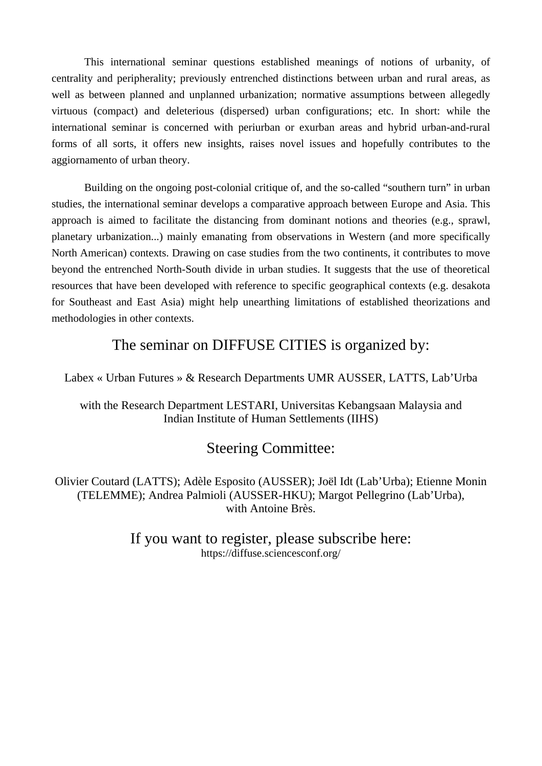This international seminar questions established meanings of notions of urbanity, of centrality and peripherality; previously entrenched distinctions between urban and rural areas, as well as between planned and unplanned urbanization; normative assumptions between allegedly virtuous (compact) and deleterious (dispersed) urban configurations; etc. In short: while the international seminar is concerned with periurban or exurban areas and hybrid urban-and-rural forms of all sorts, it offers new insights, raises novel issues and hopefully contributes to the aggiornamento of urban theory.

Building on the ongoing post-colonial critique of, and the so-called “southern turn” in urban studies, the international seminar develops a comparative approach between Europe and Asia. This approach is aimed to facilitate the distancing from dominant notions and theories (e.g., sprawl, planetary urbanization...) mainly emanating from observations in Western (and more specifically North American) contexts. Drawing on case studies from the two continents, it contributes to move beyond the entrenched North-South divide in urban studies. It suggests that the use of theoretical resources that have been developed with reference to specific geographical contexts (e.g. desakota for Southeast and East Asia) might help unearthing limitations of established theorizations and methodologies in other contexts.

## The seminar on DIFFUSE CITIES is organized by:

Labex « Urban Futures » & Research Departments UMR AUSSER, LATTS, Lab’Urba

with the Research Department LESTARI, Universitas Kebangsaan Malaysia and Indian Institute of Human Settlements (IIHS)

## Steering Committee:

Olivier Coutard (LATTS); Adèle Esposito (AUSSER); Joël Idt (Lab’Urba); Etienne Monin (TELEMME); Andrea Palmioli (AUSSER-HKU); Margot Pellegrino (Lab’Urba), with Antoine Brès.

## If you want to register, please subscribe here:

https://diffuse.sciencesconf.org/